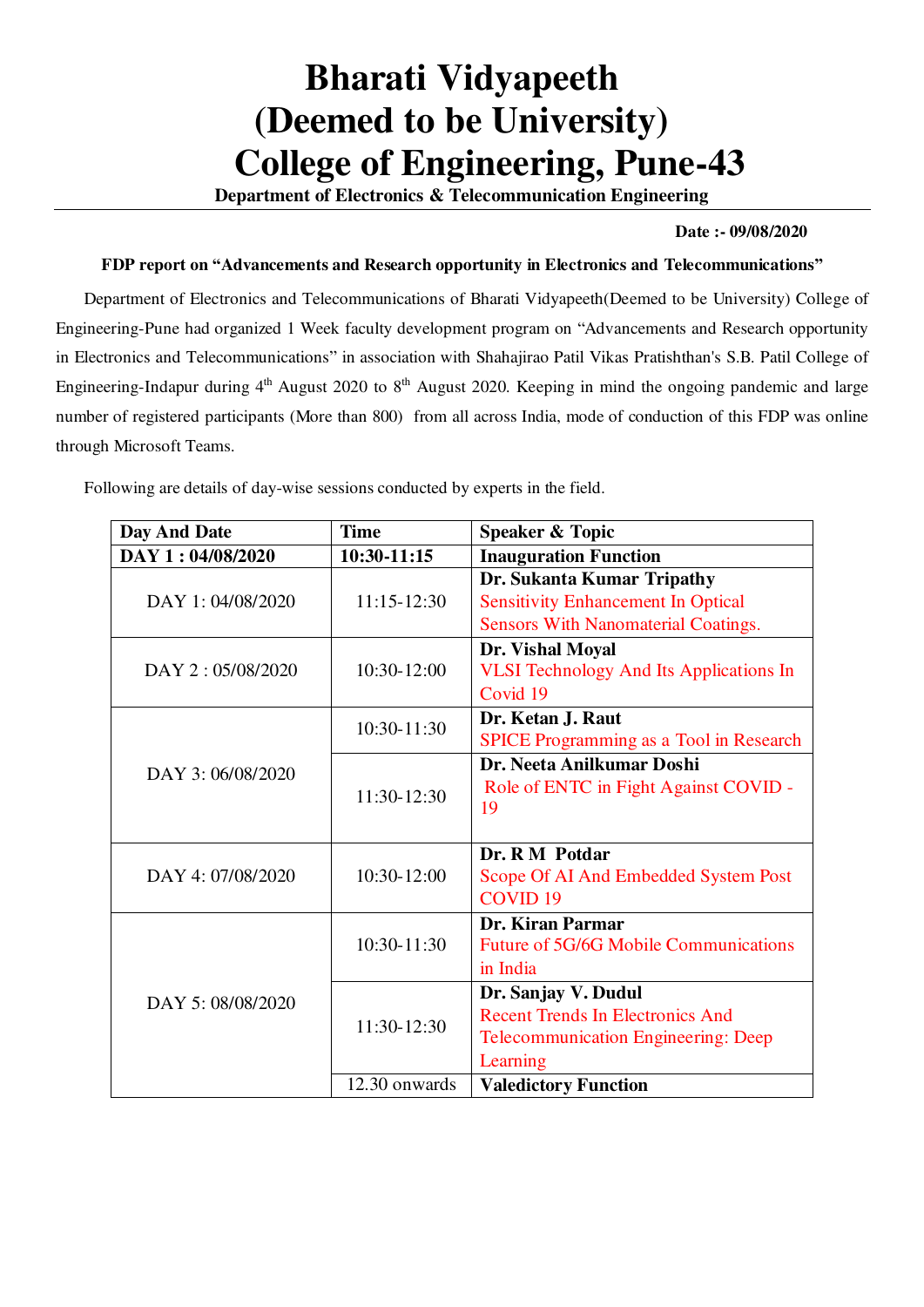# Bharati Vidyapeeth
# (Deemed to be University)
# College of Engineering, Pune-43

**Department of Electronics & Telecommunication Engineering**

**Date :- 09/08/2020**

**FDP report on "Advancements and Research opportunity in Electronics and Telecommunications"**

Department of Electronics and Telecommunications of Bharati Vidyapeeth(Deemed to be University) College of Engineering-Pune had organized 1 Week faculty development program on "Advancements and Research opportunity in Electronics and Telecommunications" in association with Shahajirao Patil Vikas Pratishthan's S.B. Patil College of Engineering-Indapur during 4th August 2020 to 8th August 2020. Keeping in mind the ongoing pandemic and large number of registered participants (More than 800) from all across India, mode of conduction of this FDP was online through Microsoft Teams.

Following are details of day-wise sessions conducted by experts in the field.

| Day And Date | Time | Speaker & Topic |
|---|---|---|
| **DAY 1 : 04/08/2020** | **10:30-11:15** | **Inauguration Function** |
| DAY 1: 04/08/2020 | 11:15-12:30 | **Dr. Sukanta Kumar Tripathy** Sensitivity Enhancement In Optical Sensors With Nanomaterial Coatings. |
| DAY 2 : 05/08/2020 | 10:30-12:00 | **Dr. Vishal Moyal** VLSI Technology And Its Applications In Covid 19 |
| DAY 3: 06/08/2020 | 10:30-11:30 | **Dr. Ketan J. Raut** SPICE Programming as a Tool in Research |
| | 11:30-12:30 | **Dr. Neeta Anilkumar Doshi** Role of ENTC in Fight Against COVID - 19 |
| DAY 4: 07/08/2020 | 10:30-12:00 | **Dr. R M Potdar** Scope Of AI And Embedded System Post COVID 19 |
| DAY 5: 08/08/2020 | 10:30-11:30 | **Dr. Kiran Parmar** Future of 5G/6G Mobile Communications in India |
| | 11:30-12:30 | **Dr. Sanjay V. Dudul** Recent Trends In Electronics And Telecommunication Engineering: Deep Learning |
| | 12.30 onwards | **Valedictory Function** |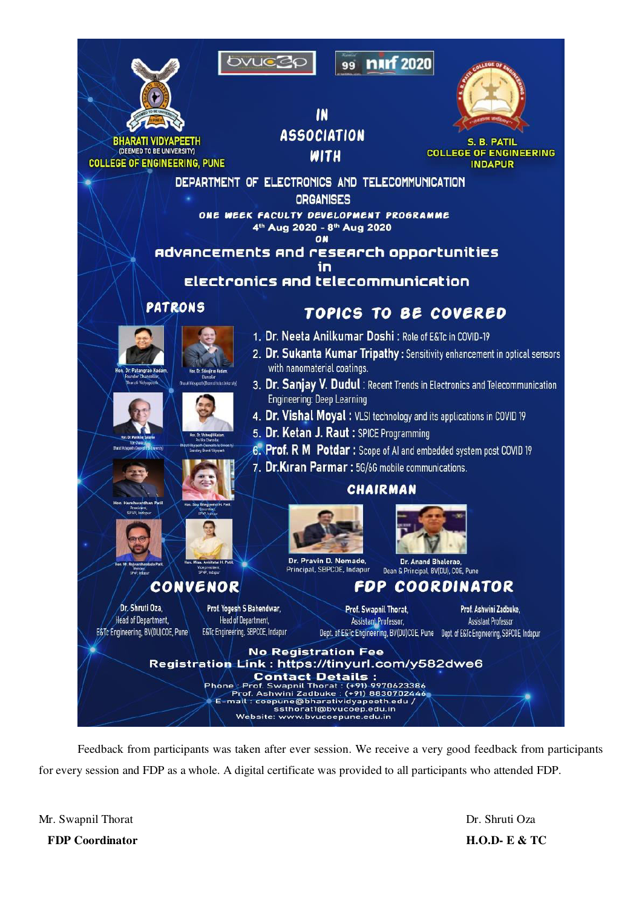BHARATI VIDYAPEETH (DEEMED TO BE UNIVERSITY) COLLEGE OF ENGINEERING, PUNE

IN ASSOCIATION WITH

S. B. PATIL COLLEGE OF ENGINEERING INDAPUR

DEPARTMENT OF ELECTRONICS AND TELECOMMUNICATION ORGANISES

ONE WEEK FACULTY DEVELOPMENT PROGRAMME

4th Aug 2020 - 8th Aug 2020

ON

ADVANCEMENTS AND RESEARCH OPPORTUNITIES IN ELECTRONICS AND TELECOMMUNICATION

## PATRONS

Hon. Dr. Patangrao Kadam, Founder Chancellor, Bharati Vidyapeeth

Hon. Dr. Shivajirao Kadam, Chancellor, Bharati Vidyapeeth (Deemed to be University)

Hon. Dr. Vishwajit Kadam, Pro Vice Chancellor, Bharati Vidyapeeth (Deemed to be University), Secretary, Bharati Vidyapeeth

Hon. Harshwardhan Patil, President, SBPVP, Indapur

Hon. Sou Bhagyashri H. Patil, Secretary, SBPVP, Indapur

Hon. Mr. Rajvardhan Patil, Member, SBPVP, Indapur

Hon. Miss. Ankitatai H. Patil, Vicepresident, SBPVP, Indapur

## TOPICS TO BE COVERED

1. **Dr. Neeta Anilkumar Doshi** : Role of E&Tc in COVID-19
2. **Dr. Sukanta Kumar Tripathy** : Sensitivity enhancement in optical sensors with nanomaterial coatings.
3. **Dr. Sanjay V. Dudul** : Recent Trends in Electronics and Telecommunication Engineering: Deep Learning
4. **Dr. Vishal Moyal** : VLSI technology and its applications in COVID 19
5. **Dr. Ketan J. Raut** : SPICE Programming
6. **Prof. R M Potdar** : Scope of AI and embedded system post COVID 19
7. **Dr.Kiran Parmar** : 5G/6G mobile communications.

## CHAIRMAN

Dr. Pravin D. Nemade, Principal, SBPCOE, Indapur

Dr. Anand Bhalerao, Dean & Principal, BV(DU), COE, Pune

## CONVENOR

Dr. Shruti Oza, Head of Department, E&Tc Engineering, BV(DU)COE, Pune

Prof. Yogesh S Bahendwar, Head of Department, E&Tc Engineering, SBPCOE, Indapur

## FDP COORDINATOR

Prof. Swapnil Thorat, Assistant Professor, Dept. of E&Tc Engineering, BV(DU)COE, Pune

Prof. Ashwini Zadbuke, Assistant Professor, Dept. of E&Tc Engineering, SBPCOE, Indapur

No Registration Fee

Registration Link : https://tinyurl.com/y582dwe6

Contact Details :

Phone : Prof. Swapnil Thorat : (+91) 9970623386

Prof. Ashwini Zadbuke : (+91) 8830702446

E-mail : coepune@bharatividyapeeth.edu / ssthorat1@bvucoep.edu.in

Website: www.bvucoepune.edu.in

Feedback from participants was taken after ever session. We receive a very good feedback from participants for every session and FDP as a whole. A digital certificate was provided to all participants who attended FDP.

Mr. Swapnil Thorat
**FDP Coordinator**

Dr. Shruti Oza
**H.O.D- E & TC**